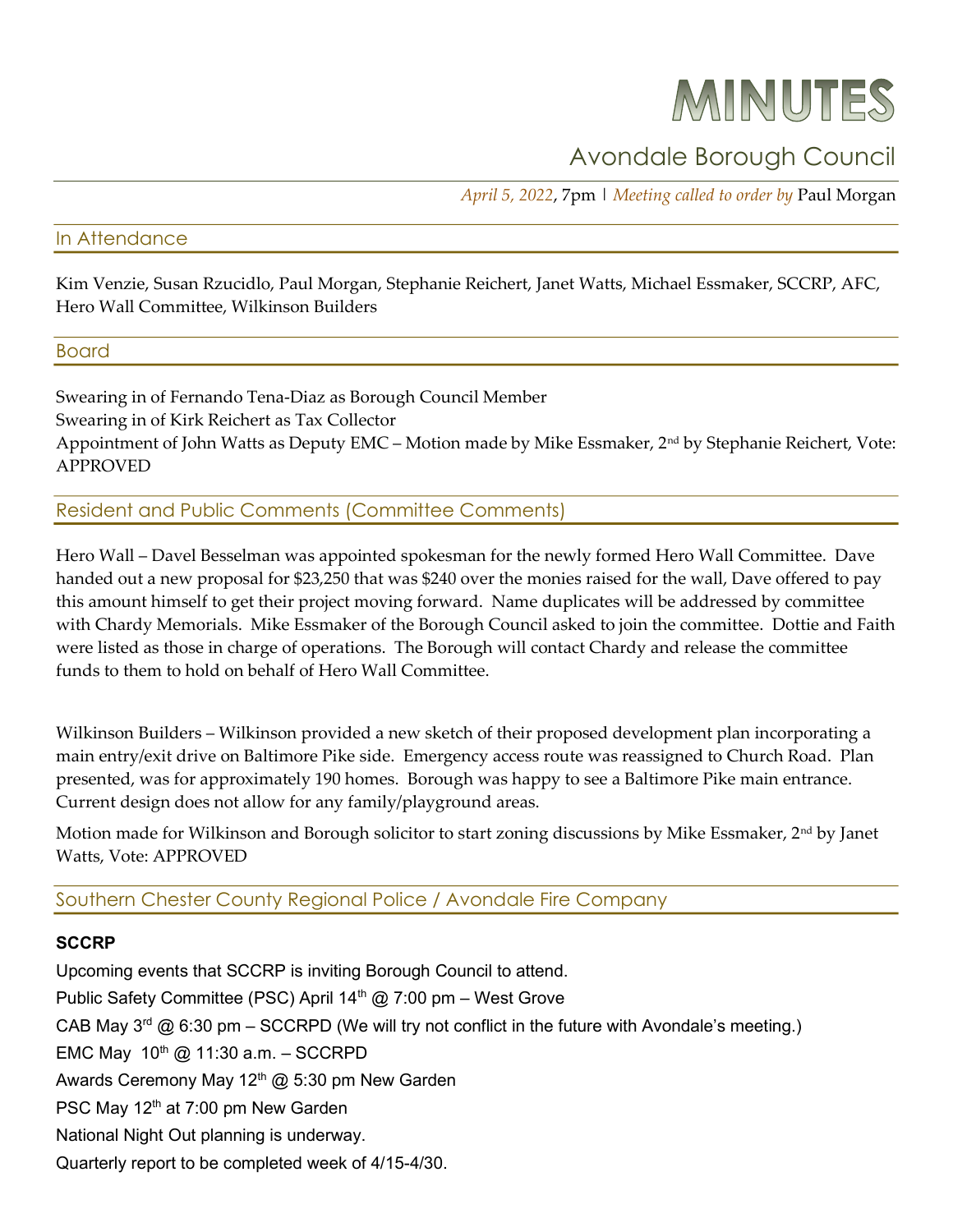# MINUTES

## Avondale Borough Council

*April 5, 2022*, 7pm | *Meeting called to order by* Paul Morgan

## In Attendance

Kim Venzie, Susan Rzucidlo, Paul Morgan, Stephanie Reichert, Janet Watts, Michael Essmaker, SCCRP, AFC, Hero Wall Committee, Wilkinson Builders

## Board

Swearing in of Fernando Tena-Diaz as Borough Council Member
Swearing in of Kirk Reichert as Tax Collector
Appointment of John Watts as Deputy EMC – Motion made by Mike Essmaker, 2nd by Stephanie Reichert, Vote: APPROVED

## Resident and Public Comments (Committee Comments)

Hero Wall – Davel Besselman was appointed spokesman for the newly formed Hero Wall Committee. Dave handed out a new proposal for $23,250 that was $240 over the monies raised for the wall, Dave offered to pay this amount himself to get their project moving forward. Name duplicates will be addressed by committee with Chardy Memorials. Mike Essmaker of the Borough Council asked to join the committee. Dottie and Faith were listed as those in charge of operations. The Borough will contact Chardy and release the committee funds to them to hold on behalf of Hero Wall Committee.

Wilkinson Builders – Wilkinson provided a new sketch of their proposed development plan incorporating a main entry/exit drive on Baltimore Pike side. Emergency access route was reassigned to Church Road. Plan presented, was for approximately 190 homes. Borough was happy to see a Baltimore Pike main entrance. Current design does not allow for any family/playground areas.

Motion made for Wilkinson and Borough solicitor to start zoning discussions by Mike Essmaker, 2nd by Janet Watts, Vote: APPROVED

## Southern Chester County Regional Police / Avondale Fire Company

### SCCRP

Upcoming events that SCCRP is inviting Borough Council to attend.

Public Safety Committee (PSC) April 14th @ 7:00 pm – West Grove

CAB May 3rd @ 6:30 pm – SCCRPD (We will try not conflict in the future with Avondale's meeting.)

EMC May 10th @ 11:30 a.m. – SCCRPD

Awards Ceremony May 12th @ 5:30 pm New Garden

PSC May 12th at 7:00 pm New Garden

National Night Out planning is underway.

Quarterly report to be completed week of 4/15-4/30.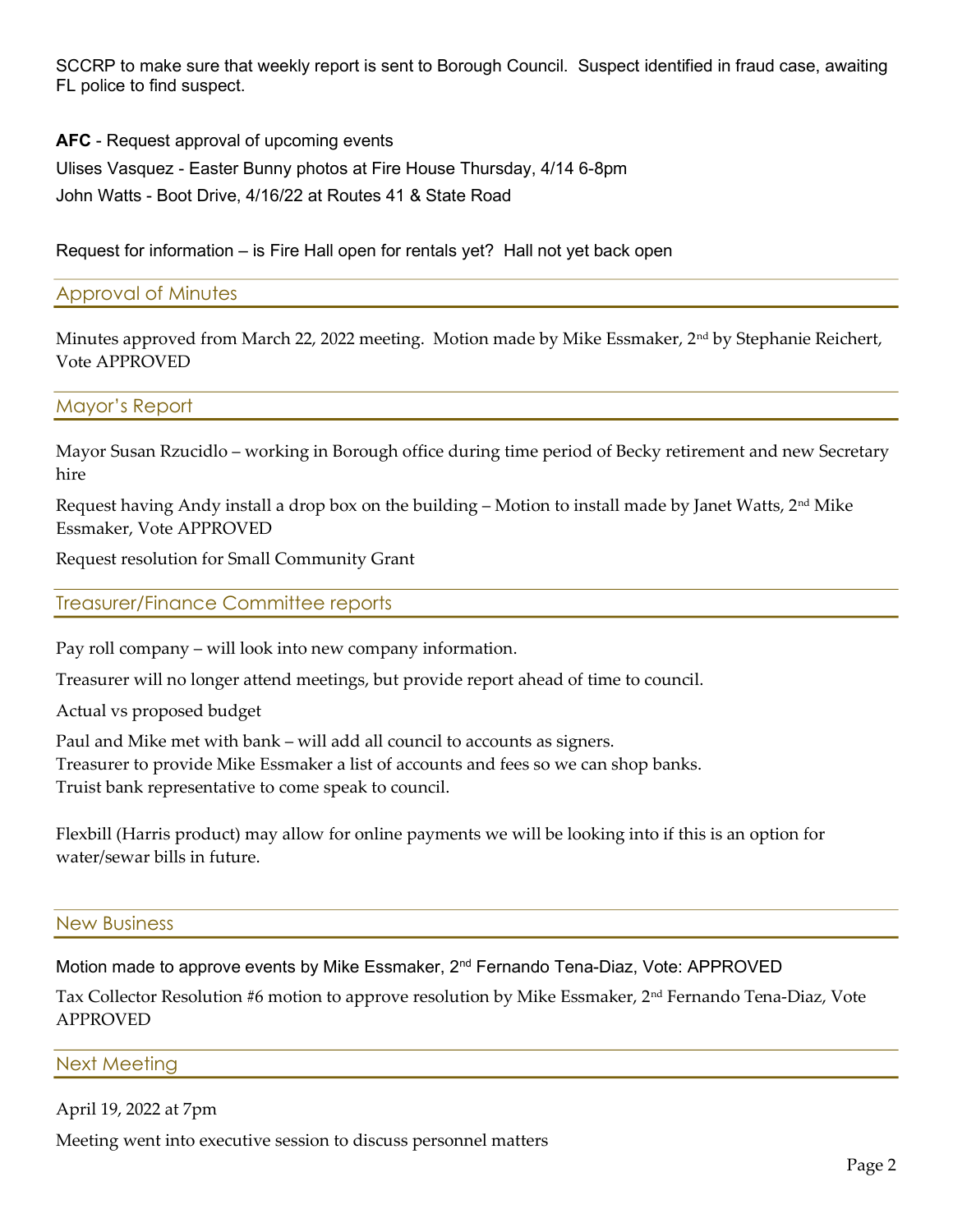SCCRP to make sure that weekly report is sent to Borough Council. Suspect identified in fraud case, awaiting FL police to find suspect.

**AFC** - Request approval of upcoming events

Ulises Vasquez - Easter Bunny photos at Fire House Thursday, 4/14 6-8pm

John Watts - Boot Drive, 4/16/22 at Routes 41 & State Road

Request for information – is Fire Hall open for rentals yet? Hall not yet back open

## Approval of Minutes

Minutes approved from March 22, 2022 meeting. Motion made by Mike Essmaker, 2nd by Stephanie Reichert, Vote APPROVED

## Mayor's Report

Mayor Susan Rzucidlo – working in Borough office during time period of Becky retirement and new Secretary hire

Request having Andy install a drop box on the building – Motion to install made by Janet Watts, 2nd Mike Essmaker, Vote APPROVED

Request resolution for Small Community Grant

## Treasurer/Finance Committee reports

Pay roll company – will look into new company information.

Treasurer will no longer attend meetings, but provide report ahead of time to council.

Actual vs proposed budget

Paul and Mike met with bank – will add all council to accounts as signers.
Treasurer to provide Mike Essmaker a list of accounts and fees so we can shop banks.
Truist bank representative to come speak to council.

Flexbill (Harris product) may allow for online payments we will be looking into if this is an option for water/sewar bills in future.

## New Business

Motion made to approve events by Mike Essmaker, 2nd Fernando Tena-Diaz, Vote: APPROVED

Tax Collector Resolution #6 motion to approve resolution by Mike Essmaker, 2nd Fernando Tena-Diaz, Vote APPROVED

## Next Meeting

April 19, 2022 at 7pm

Meeting went into executive session to discuss personnel matters